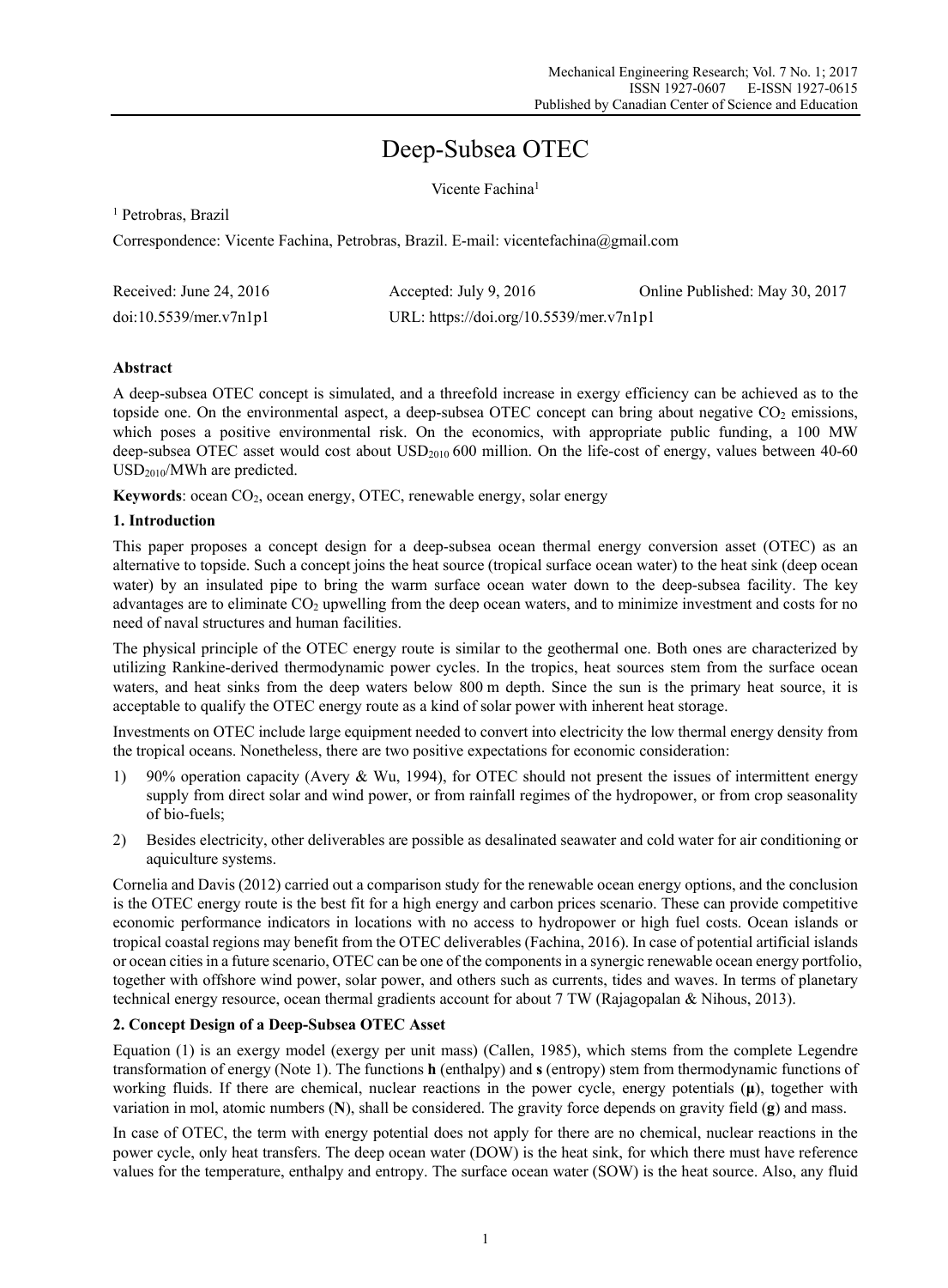# Deep-Subsea OTEC

Vicente Fachina[1]

[1] Petrobras, Brazil

Correspondence: Vicente Fachina, Petrobras, Brazil. E-mail: vicentefachina@gmail.com

Received: June 24, 2016 Accepted: July 9, 2016 Online Published: May 30, 2017

doi:10.5539/mer.v7n1p1 URL: https://doi.org/10.5539/mer.v7n1p1

## Abstract

A deep-subsea OTEC concept is simulated, and a threefold increase in exergy efficiency can be achieved as to the topside one. On the environmental aspect, a deep-subsea OTEC concept can bring about negative $CO_2$ emissions, which poses a positive environmental risk. On the economics, with appropriate public funding, a 100 MW deep-subsea OTEC asset would cost about $USD_{2010}$ 600 million. On the life-cost of energy, values between 40-60 $USD_{2010}$/MWh are predicted.

**Keywords**: ocean $CO_2$, ocean energy, OTEC, renewable energy, solar energy

## 1. Introduction

This paper proposes a concept design for a deep-subsea ocean thermal energy conversion asset (OTEC) as an alternative to topside. Such a concept joins the heat source (tropical surface ocean water) to the heat sink (deep ocean water) by an insulated pipe to bring the warm surface ocean water down to the deep-subsea facility. The key advantages are to eliminate $CO_2$ upwelling from the deep ocean waters, and to minimize investment and costs for no need of naval structures and human facilities.

The physical principle of the OTEC energy route is similar to the geothermal one. Both ones are characterized by utilizing Rankine-derived thermodynamic power cycles. In the tropics, heat sources stem from the surface ocean waters, and heat sinks from the deep waters below 800 m depth. Since the sun is the primary heat source, it is acceptable to qualify the OTEC energy route as a kind of solar power with inherent heat storage.

Investments on OTEC include large equipment needed to convert into electricity the low thermal energy density from the tropical oceans. Nonetheless, there are two positive expectations for economic consideration:

1) 90% operation capacity (Avery & Wu, 1994), for OTEC should not present the issues of intermittent energy supply from direct solar and wind power, or from rainfall regimes of the hydropower, or from crop seasonality of bio-fuels;
2) Besides electricity, other deliverables are possible as desalinated seawater and cold water for air conditioning or aquiculture systems.

Cornelia and Davis (2012) carried out a comparison study for the renewable ocean energy options, and the conclusion is the OTEC energy route is the best fit for a high energy and carbon prices scenario. These can provide competitive economic performance indicators in locations with no access to hydropower or high fuel costs. Ocean islands or tropical coastal regions may benefit from the OTEC deliverables (Fachina, 2016). In case of potential artificial islands or ocean cities in a future scenario, OTEC can be one of the components in a synergic renewable ocean energy portfolio, together with offshore wind power, solar power, and others such as currents, tides and waves. In terms of planetary technical energy resource, ocean thermal gradients account for about 7 TW (Rajagopalan & Nihous, 2013).

## 2. Concept Design of a Deep-Subsea OTEC Asset

Equation (1) is an exergy model (exergy per unit mass) (Callen, 1985), which stems from the complete Legendre transformation of energy (Note 1). The functions **h** (enthalpy) and **s** (entropy) stem from thermodynamic functions of working fluids. If there are chemical, nuclear reactions in the power cycle, energy potentials (**μ**), together with variation in mol, atomic numbers (**N**), shall be considered. The gravity force depends on gravity field (**g**) and mass.

In case of OTEC, the term with energy potential does not apply for there are no chemical, nuclear reactions in the power cycle, only heat transfers. The deep ocean water (DOW) is the heat sink, for which there must have reference values for the temperature, enthalpy and entropy. The surface ocean water (SOW) is the heat source. Also, any fluid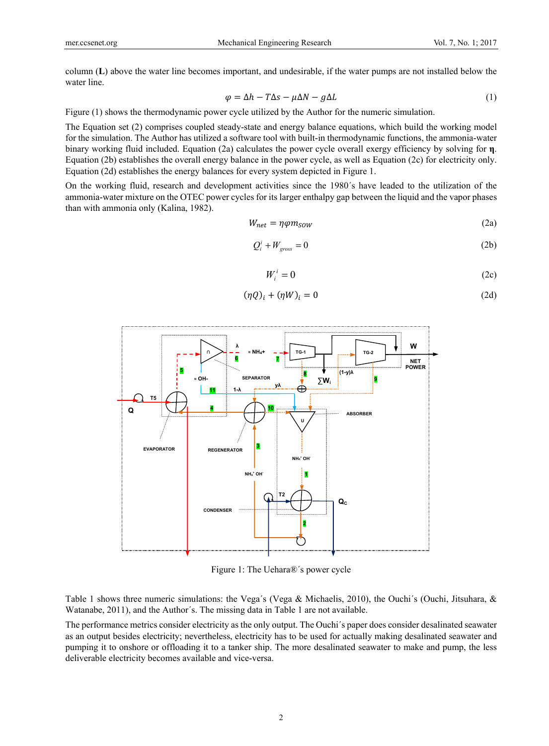column (**L**) above the water line becomes important, and undesirable, if the water pumps are not installed below the water line.

$$\varphi = \Delta h - T\Delta s - \mu \Delta N - g\Delta L \tag{1}$$

Figure (1) shows the thermodynamic power cycle utilized by the Author for the numeric simulation.

The Equation set (2) comprises coupled steady-state and energy balance equations, which build the working model for the simulation. The Author has utilized a software tool with built-in thermodynamic functions, the ammonia-water binary working fluid included. Equation (2a) calculates the power cycle overall exergy efficiency by solving for **η**. Equation (2b) establishes the overall energy balance in the power cycle, as well as Equation (2c) for electricity only. Equation (2d) establishes the energy balances for every system depicted in Figure 1.

On the working fluid, research and development activities since the 1980´s have leaded to the utilization of the ammonia-water mixture on the OTEC power cycles for its larger enthalpy gap between the liquid and the vapor phases than with ammonia only (Kalina, 1982).

$$W_{net} = \eta \varphi m_{SOW} \tag{2a}$$

$$Q_i^i + W_{gross} = 0 \tag{2b}$$

$$W_i^i = 0 \tag{2c}$$

$$(\eta Q)_i + (\eta W)_i = 0 \tag{2d}$$

Figure 1: The Uehara®´s power cycle

Table 1 shows three numeric simulations: the Vega´s (Vega & Michaelis, 2010), the Ouchi´s (Ouchi, Jitsuhara, & Watanabe, 2011), and the Author´s. The missing data in Table 1 are not available.

The performance metrics consider electricity as the only output. The Ouchi´s paper does consider desalinated seawater as an output besides electricity; nevertheless, electricity has to be used for actually making desalinated seawater and pumping it to onshore or offloading it to a tanker ship. The more desalinated seawater to make and pump, the less deliverable electricity becomes available and vice-versa.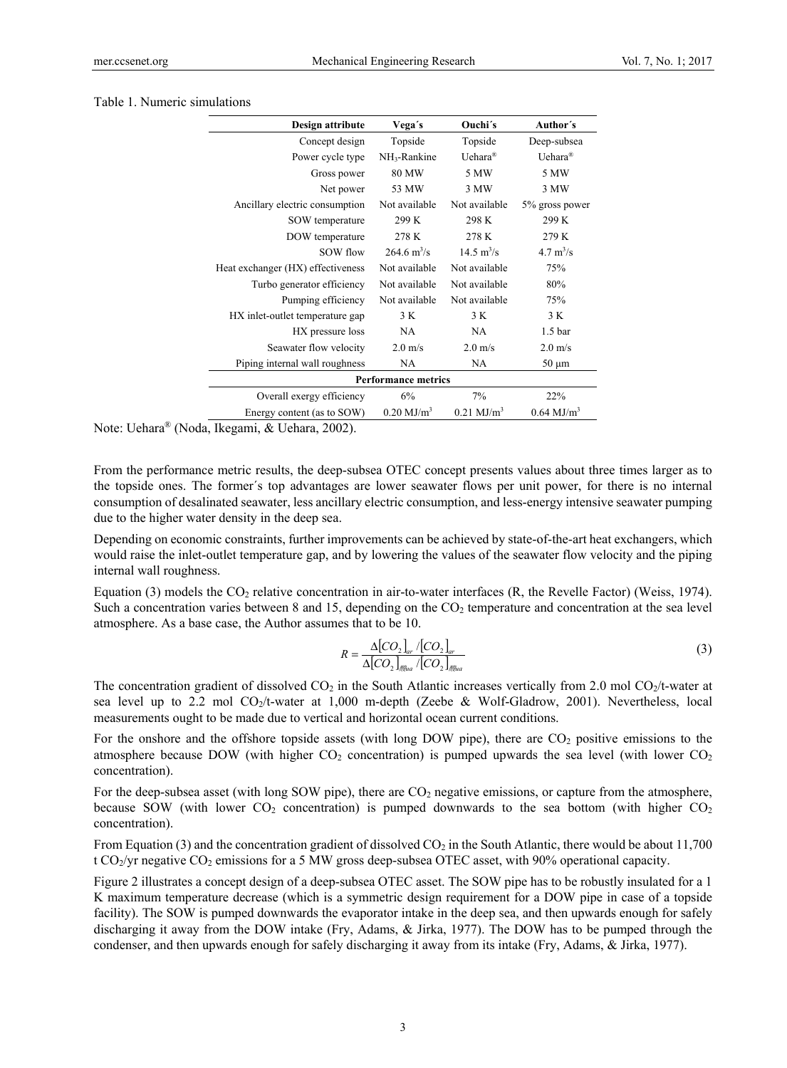Table 1. Numeric simulations

| Design attribute | Vega´s | Ouchi´s | Author´s |
|---|---|---|---|
| Concept design | Topside | Topside | Deep-subsea |
| Power cycle type | $NH_3$-Rankine | Uehara® | Uehara® |
| Gross power | 80 MW | 5 MW | 5 MW |
| Net power | 53 MW | 3 MW | 3 MW |
| Ancillary electric consumption | Not available | Not available | 5% gross power |
| SOW temperature | 299 K | 298 K | 299 K |
| DOW temperature | 278 K | 278 K | 279 K |
| SOW flow | 264.6 $m^3/s$ | 14.5 $m^3/s$ | 4.7 $m^3/s$ |
| Heat exchanger (HX) effectiveness | Not available | Not available | 75% |
| Turbo generator efficiency | Not available | Not available | 80% |
| Pumping efficiency | Not available | Not available | 75% |
| HX inlet-outlet temperature gap | 3 K | 3 K | 3 K |
| HX pressure loss | NA | NA | 1.5 bar |
| Seawater flow velocity | 2.0 m/s | 2.0 m/s | 2.0 m/s |
| Piping internal wall roughness | NA | NA | 50 μm |
| **Performance metrics** | | | |
| Overall exergy efficiency | 6% | 7% | 22% |
| Energy content (as to SOW) | 0.20 $MJ/m^3$ | 0.21 $MJ/m^3$ | 0.64 $MJ/m^3$ |

Note: Uehara® (Noda, Ikegami, & Uehara, 2002).

From the performance metric results, the deep-subsea OTEC concept presents values about three times larger as to the topside ones. The former´s top advantages are lower seawater flows per unit power, for there is no internal consumption of desalinated seawater, less ancillary electric consumption, and less-energy intensive seawater pumping due to the higher water density in the deep sea.

Depending on economic constraints, further improvements can be achieved by state-of-the-art heat exchangers, which would raise the inlet-outlet temperature gap, and by lowering the values of the seawater flow velocity and the piping internal wall roughness.

Equation (3) models the $CO_2$ relative concentration in air-to-water interfaces (R, the Revelle Factor) (Weiss, 1974). Such a concentration varies between 8 and 15, depending on the $CO_2$ temperature and concentration at the sea level atmosphere. As a base case, the Author assumes that to be 10.

$$R = \frac{\Delta[CO_2]_{ar} / [CO_2]_{ar}}{\Delta[CO_2]_{água} / [CO_2]_{água}} \quad (3)$$

The concentration gradient of dissolved $CO_2$ in the South Atlantic increases vertically from 2.0 mol $CO_2$/t-water at sea level up to 2.2 mol $CO_2$/t-water at 1,000 m-depth (Zeebe & Wolf-Gladrow, 2001). Nevertheless, local measurements ought to be made due to vertical and horizontal ocean current conditions.

For the onshore and the offshore topside assets (with long DOW pipe), there are $CO_2$ positive emissions to the atmosphere because DOW (with higher $CO_2$ concentration) is pumped upwards the sea level (with lower $CO_2$ concentration).

For the deep-subsea asset (with long SOW pipe), there are $CO_2$ negative emissions, or capture from the atmosphere, because SOW (with lower $CO_2$ concentration) is pumped downwards to the sea bottom (with higher $CO_2$ concentration).

From Equation (3) and the concentration gradient of dissolved $CO_2$ in the South Atlantic, there would be about 11,700 t $CO_2$/yr negative $CO_2$ emissions for a 5 MW gross deep-subsea OTEC asset, with 90% operational capacity.

Figure 2 illustrates a concept design of a deep-subsea OTEC asset. The SOW pipe has to be robustly insulated for a 1 K maximum temperature decrease (which is a symmetric design requirement for a DOW pipe in case of a topside facility). The SOW is pumped downwards the evaporator intake in the deep sea, and then upwards enough for safely discharging it away from the DOW intake (Fry, Adams, & Jirka, 1977). The DOW has to be pumped through the condenser, and then upwards enough for safely discharging it away from its intake (Fry, Adams, & Jirka, 1977).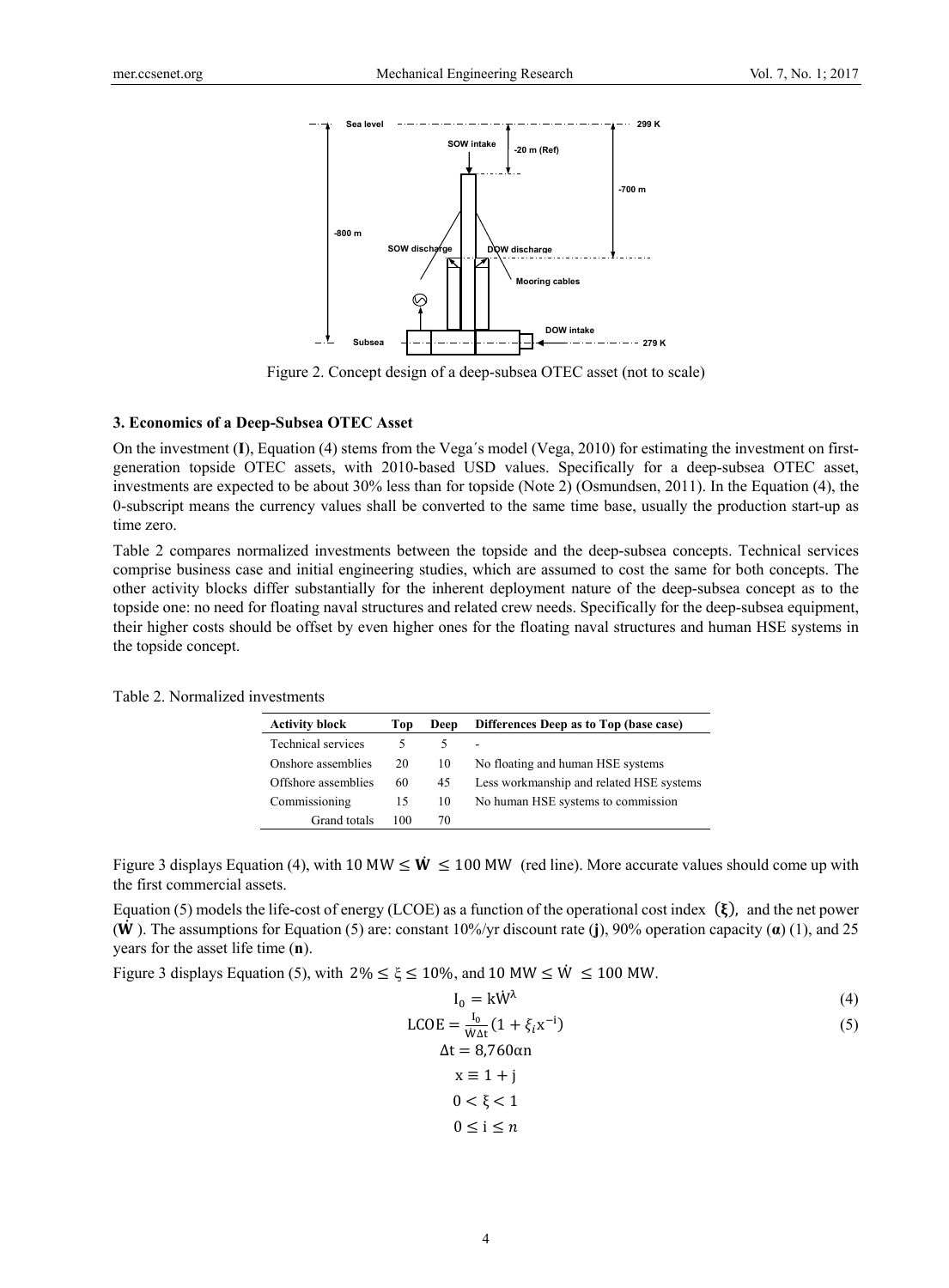Figure 2. Concept design of a deep-subsea OTEC asset (not to scale)

### 3. Economics of a Deep-Subsea OTEC Asset

On the investment (**I**), Equation (4) stems from the Vega´s model (Vega, 2010) for estimating the investment on first-generation topside OTEC assets, with 2010-based USD values. Specifically for a deep-subsea OTEC asset, investments are expected to be about 30% less than for topside (Note 2) (Osmundsen, 2011). In the Equation (4), the 0-subscript means the currency values shall be converted to the same time base, usually the production start-up as time zero.

Table 2 compares normalized investments between the topside and the deep-subsea concepts. Technical services comprise business case and initial engineering studies, which are assumed to cost the same for both concepts. The other activity blocks differ substantially for the inherent deployment nature of the deep-subsea concept as to the topside one: no need for floating naval structures and related crew needs. Specifically for the deep-subsea equipment, their higher costs should be offset by even higher ones for the floating naval structures and human HSE systems in the topside concept.

Table 2. Normalized investments

| Activity block | Top | Deep | Differences Deep as to Top (base case) |
|---|---|---|---|
| Technical services | 5 | 5 | - |
| Onshore assemblies | 20 | 10 | No floating and human HSE systems |
| Offshore assemblies | 60 | 45 | Less workmanship and related HSE systems |
| Commissioning | 15 | 10 | No human HSE systems to commission |
| Grand totals | 100 | 70 | |

Figure 3 displays Equation (4), with $10\ \text{MW} \leq \dot{\mathbf{W}} \leq 100\ \text{MW}$ (red line). More accurate values should come up with the first commercial assets.

Equation (5) models the life-cost of energy (LCOE) as a function of the operational cost index $(\boldsymbol{\xi})$, and the net power ($\dot{\mathbf{W}}$). The assumptions for Equation (5) are: constant 10%/yr discount rate (**j**), 90% operation capacity (**α**) (1), and 25 years for the asset life time (**n**).

Figure 3 displays Equation (5), with $2\% \leq \xi \leq 10\%$, and $10\ \text{MW} \leq \dot{W} \leq 100\ \text{MW}$.

$$I_0 = k\dot{W}^{\lambda} \tag{4}$$

$$\text{LCOE} = \frac{I_0}{\dot{W}\Delta t}\left(1 + \xi_i x^{-i}\right) \tag{5}$$

$$\Delta t = 8{,}760\alpha n$$

$$x \equiv 1 + j$$

$$0 < \xi < 1$$

$$0 \leq i \leq n$$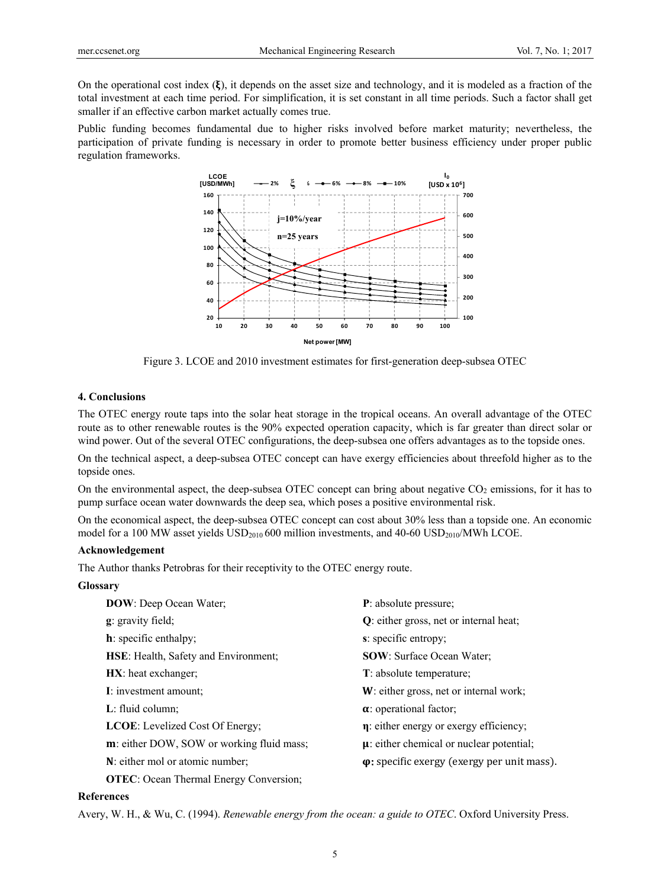On the operational cost index (**ξ**), it depends on the asset size and technology, and it is modeled as a fraction of the total investment at each time period. For simplification, it is set constant in all time periods. Such a factor shall get smaller if an effective carbon market actually comes true.

Public funding becomes fundamental due to higher risks involved before market maturity; nevertheless, the participation of private funding is necessary in order to promote better business efficiency under proper public regulation frameworks.

Figure 3. LCOE and 2010 investment estimates for first-generation deep-subsea OTEC

## 4. Conclusions

The OTEC energy route taps into the solar heat storage in the tropical oceans. An overall advantage of the OTEC route as to other renewable routes is the 90% expected operation capacity, which is far greater than direct solar or wind power. Out of the several OTEC configurations, the deep-subsea one offers advantages as to the topside ones.

On the technical aspect, a deep-subsea OTEC concept can have exergy efficiencies about threefold higher as to the topside ones.

On the environmental aspect, the deep-subsea OTEC concept can bring about negative $CO_2$ emissions, for it has to pump surface ocean water downwards the deep sea, which poses a positive environmental risk.

On the economical aspect, the deep-subsea OTEC concept can cost about 30% less than a topside one. An economic model for a 100 MW asset yields $USD_{2010}$ 600 million investments, and 40-60 $USD_{2010}$/MWh LCOE.

### Acknowledgement

The Author thanks Petrobras for their receptivity to the OTEC energy route.

### Glossary

- **DOW**: Deep Ocean Water;
- **g**: gravity field;
- **h**: specific enthalpy;
- **HSE**: Health, Safety and Environment;
- **HX**: heat exchanger;
- **I**: investment amount;
- **L**: fluid column;
- **LCOE**: Levelized Cost Of Energy;
- **m**: either DOW, SOW or working fluid mass;
- **N**: either mol or atomic number;
- **OTEC**: Ocean Thermal Energy Conversion;
- **P**: absolute pressure;
- **Q**: either gross, net or internal heat;
- **s**: specific entropy;
- **SOW**: Surface Ocean Water;
- **T**: absolute temperature;
- **W**: either gross, net or internal work;
- **α**: operational factor;
- **η**: either energy or exergy efficiency;
- **μ**: either chemical or nuclear potential;
- **φ**: specific exergy (exergy per unit mass).

### References

Avery, W. H., & Wu, C. (1994). *Renewable energy from the ocean: a guide to OTEC*. Oxford University Press.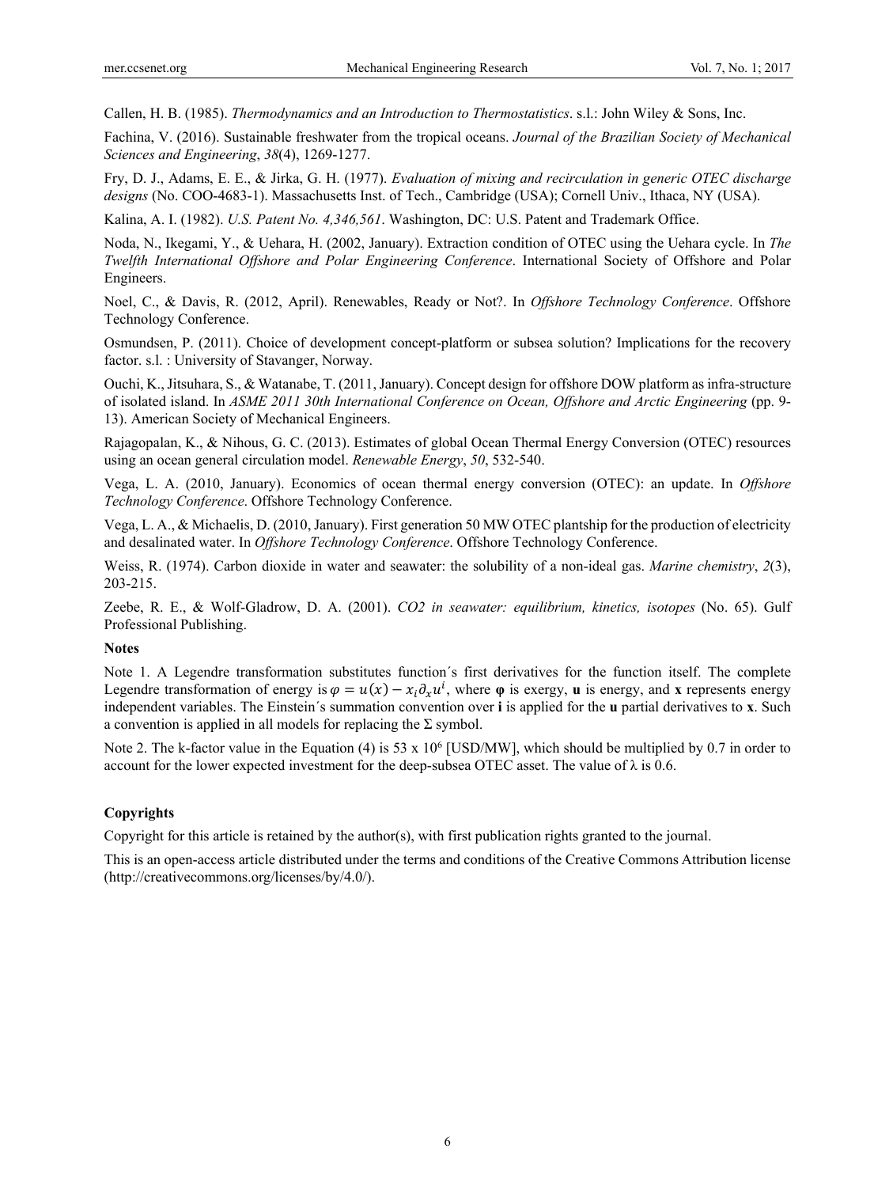Callen, H. B. (1985). *Thermodynamics and an Introduction to Thermostatistics*. s.l.: John Wiley & Sons, Inc.

Fachina, V. (2016). Sustainable freshwater from the tropical oceans. *Journal of the Brazilian Society of Mechanical Sciences and Engineering*, *38*(4), 1269-1277.

Fry, D. J., Adams, E. E., & Jirka, G. H. (1977). *Evaluation of mixing and recirculation in generic OTEC discharge designs* (No. COO-4683-1). Massachusetts Inst. of Tech., Cambridge (USA); Cornell Univ., Ithaca, NY (USA).

Kalina, A. I. (1982). *U.S. Patent No. 4,346,561*. Washington, DC: U.S. Patent and Trademark Office.

Noda, N., Ikegami, Y., & Uehara, H. (2002, January). Extraction condition of OTEC using the Uehara cycle. In *The Twelfth International Offshore and Polar Engineering Conference*. International Society of Offshore and Polar Engineers.

Noel, C., & Davis, R. (2012, April). Renewables, Ready or Not?. In *Offshore Technology Conference*. Offshore Technology Conference.

Osmundsen, P. (2011). Choice of development concept-platform or subsea solution? Implications for the recovery factor. s.l. : University of Stavanger, Norway.

Ouchi, K., Jitsuhara, S., & Watanabe, T. (2011, January). Concept design for offshore DOW platform as infra-structure of isolated island. In *ASME 2011 30th International Conference on Ocean, Offshore and Arctic Engineering* (pp. 9-13). American Society of Mechanical Engineers.

Rajagopalan, K., & Nihous, G. C. (2013). Estimates of global Ocean Thermal Energy Conversion (OTEC) resources using an ocean general circulation model. *Renewable Energy*, *50*, 532-540.

Vega, L. A. (2010, January). Economics of ocean thermal energy conversion (OTEC): an update. In *Offshore Technology Conference*. Offshore Technology Conference.

Vega, L. A., & Michaelis, D. (2010, January). First generation 50 MW OTEC plantship for the production of electricity and desalinated water. In *Offshore Technology Conference*. Offshore Technology Conference.

Weiss, R. (1974). Carbon dioxide in water and seawater: the solubility of a non-ideal gas. *Marine chemistry*, *2*(3), 203-215.

Zeebe, R. E., & Wolf-Gladrow, D. A. (2001). *CO2 in seawater: equilibrium, kinetics, isotopes* (No. 65). Gulf Professional Publishing.

**Notes**

Note 1. A Legendre transformation substitutes function´s first derivatives for the function itself. The complete Legendre transformation of energy is $\varphi = u(x) - x_i \partial_x u^i$, where **φ** is exergy, **u** is energy, and **x** represents energy independent variables. The Einstein´s summation convention over **i** is applied for the **u** partial derivatives to **x**. Such a convention is applied in all models for replacing the Σ symbol.

Note 2. The k-factor value in the Equation (4) is $53 \times 10^6$ [USD/MW], which should be multiplied by 0.7 in order to account for the lower expected investment for the deep-subsea OTEC asset. The value of $\lambda$ is 0.6.

**Copyrights**

Copyright for this article is retained by the author(s), with first publication rights granted to the journal.

This is an open-access article distributed under the terms and conditions of the Creative Commons Attribution license (http://creativecommons.org/licenses/by/4.0/).